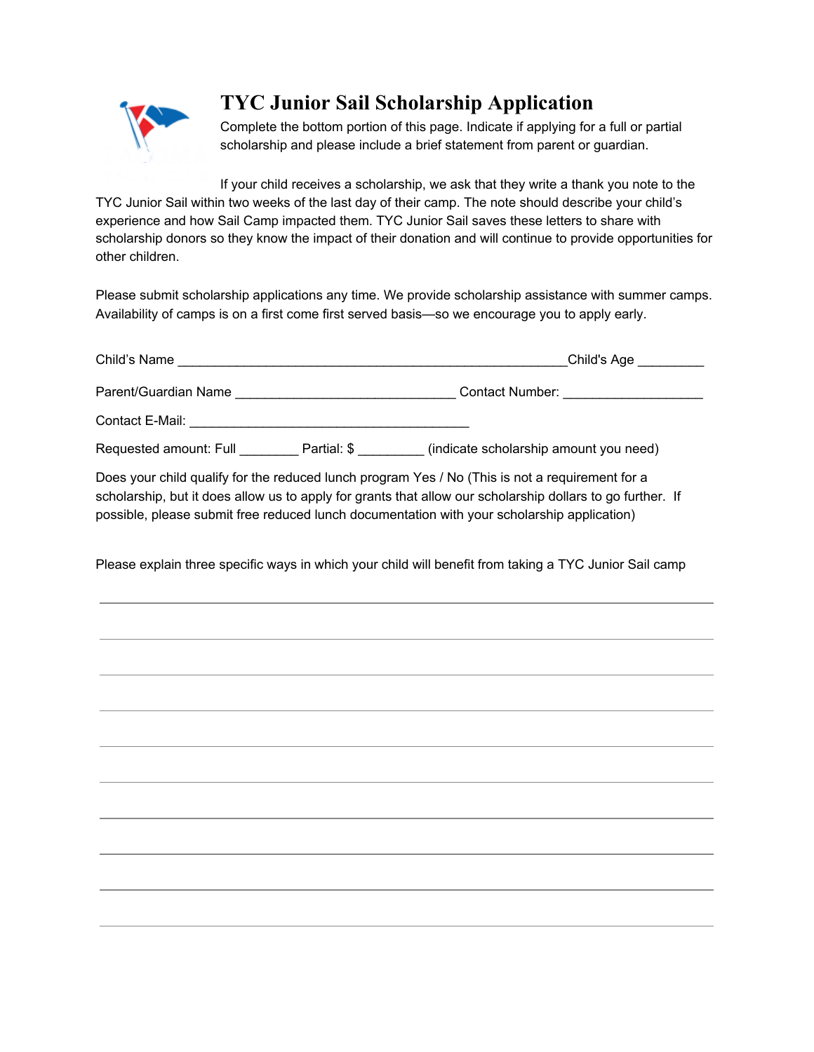# TYC Junior Sail Scholarship Application

Complete the bottom portion of this page. Indicate if applying for a full or partial scholarship and please include a brief statement from parent or guardian.

If your child receives a scholarship, we ask that they write a thank you note to the TYC Junior Sail within two weeks of the last day of their camp. The note should describe your child's experience and how Sail Camp impacted them. TYC Junior Sail saves these letters to share with scholarship donors so they know the impact of their donation and will continue to provide opportunities for other children.

Please submit scholarship applications any time. We provide scholarship assistance with summer camps. Availability of camps is on a first come first served basis—so we encourage you to apply early.

Child's Name ______________________________________________________Child's Age _________

Parent/Guardian Name ______________________________ Contact Number: ___________________

Contact E-Mail: ______________________________________

Requested amount: Full ________ Partial: $ _________ (indicate scholarship amount you need)

Does your child qualify for the reduced lunch program Yes / No (This is not a requirement for a scholarship, but it does allow us to apply for grants that allow our scholarship dollars to go further. If possible, please submit free reduced lunch documentation with your scholarship application)

Please explain three specific ways in which your child will benefit from taking a TYC Junior Sail camp

______________________________________________________________________________

______________________________________________________________________________

______________________________________________________________________________

______________________________________________________________________________

______________________________________________________________________________

______________________________________________________________________________

______________________________________________________________________________

______________________________________________________________________________

______________________________________________________________________________

______________________________________________________________________________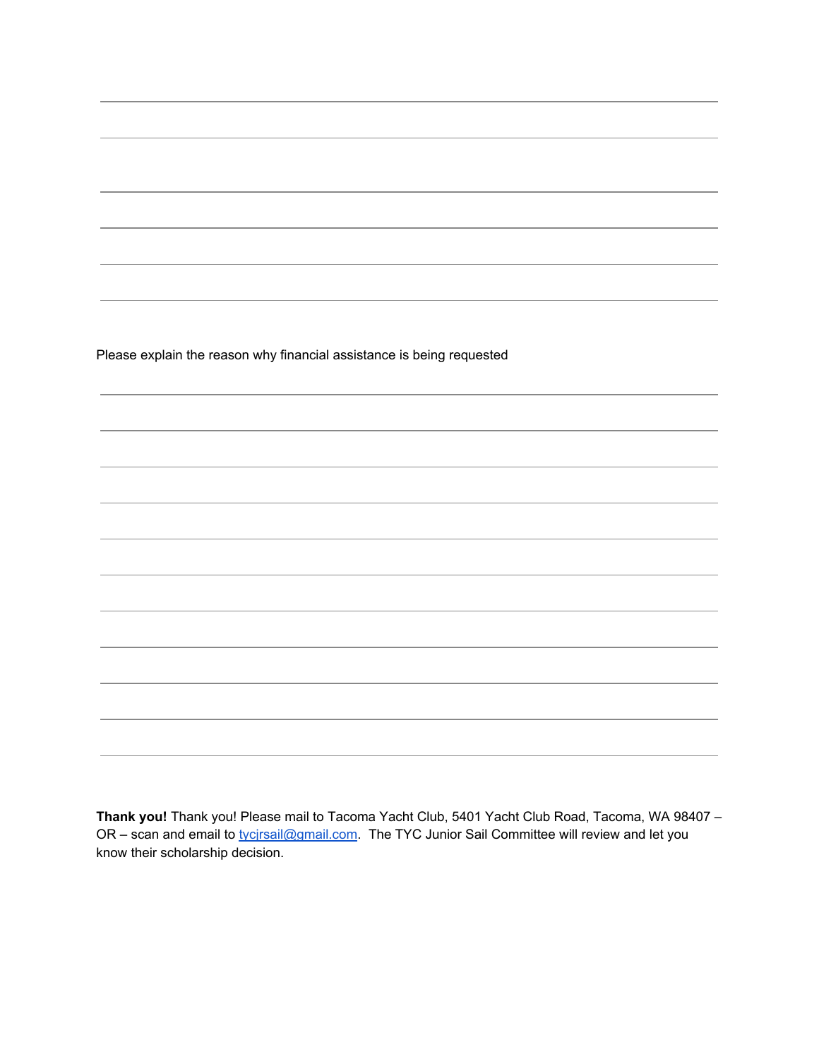Please explain the reason why financial assistance is being requested

**Thank you!** Thank you! Please mail to Tacoma Yacht Club, 5401 Yacht Club Road, Tacoma, WA 98407 – OR – scan and email to tycjrsail@gmail.com. The TYC Junior Sail Committee will review and let you know their scholarship decision.